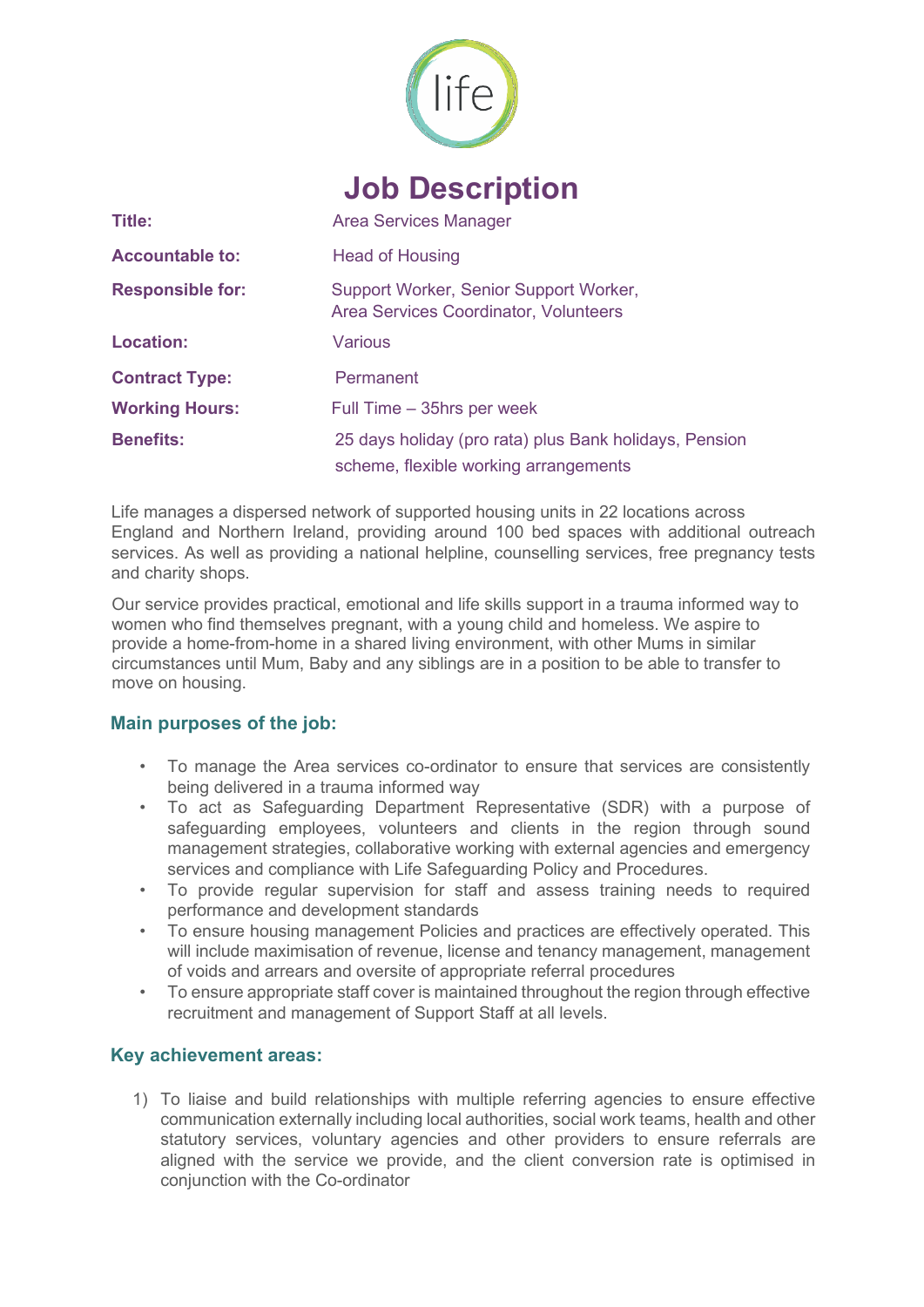# Job Description

| | |
|---|---|
| **Title:** | Area Services Manager |
| **Accountable to:** | Head of Housing |
| **Responsible for:** | Support Worker, Senior Support Worker, Area Services Coordinator, Volunteers |
| **Location:** | Various |
| **Contract Type:** | Permanent |
| **Working Hours:** | Full Time – 35hrs per week |
| **Benefits:** | 25 days holiday (pro rata) plus Bank holidays, Pension scheme, flexible working arrangements |

Life manages a dispersed network of supported housing units in 22 locations across England and Northern Ireland, providing around 100 bed spaces with additional outreach services. As well as providing a national helpline, counselling services, free pregnancy tests and charity shops.

Our service provides practical, emotional and life skills support in a trauma informed way to women who find themselves pregnant, with a young child and homeless. We aspire to provide a home-from-home in a shared living environment, with other Mums in similar circumstances until Mum, Baby and any siblings are in a position to be able to transfer to move on housing.

## Main purposes of the job:

- To manage the Area services co-ordinator to ensure that services are consistently being delivered in a trauma informed way
- To act as Safeguarding Department Representative (SDR) with a purpose of safeguarding employees, volunteers and clients in the region through sound management strategies, collaborative working with external agencies and emergency services and compliance with Life Safeguarding Policy and Procedures.
- To provide regular supervision for staff and assess training needs to required performance and development standards
- To ensure housing management Policies and practices are effectively operated. This will include maximisation of revenue, license and tenancy management, management of voids and arrears and oversite of appropriate referral procedures
- To ensure appropriate staff cover is maintained throughout the region through effective recruitment and management of Support Staff at all levels.

## Key achievement areas:

1) To liaise and build relationships with multiple referring agencies to ensure effective communication externally including local authorities, social work teams, health and other statutory services, voluntary agencies and other providers to ensure referrals are aligned with the service we provide, and the client conversion rate is optimised in conjunction with the Co-ordinator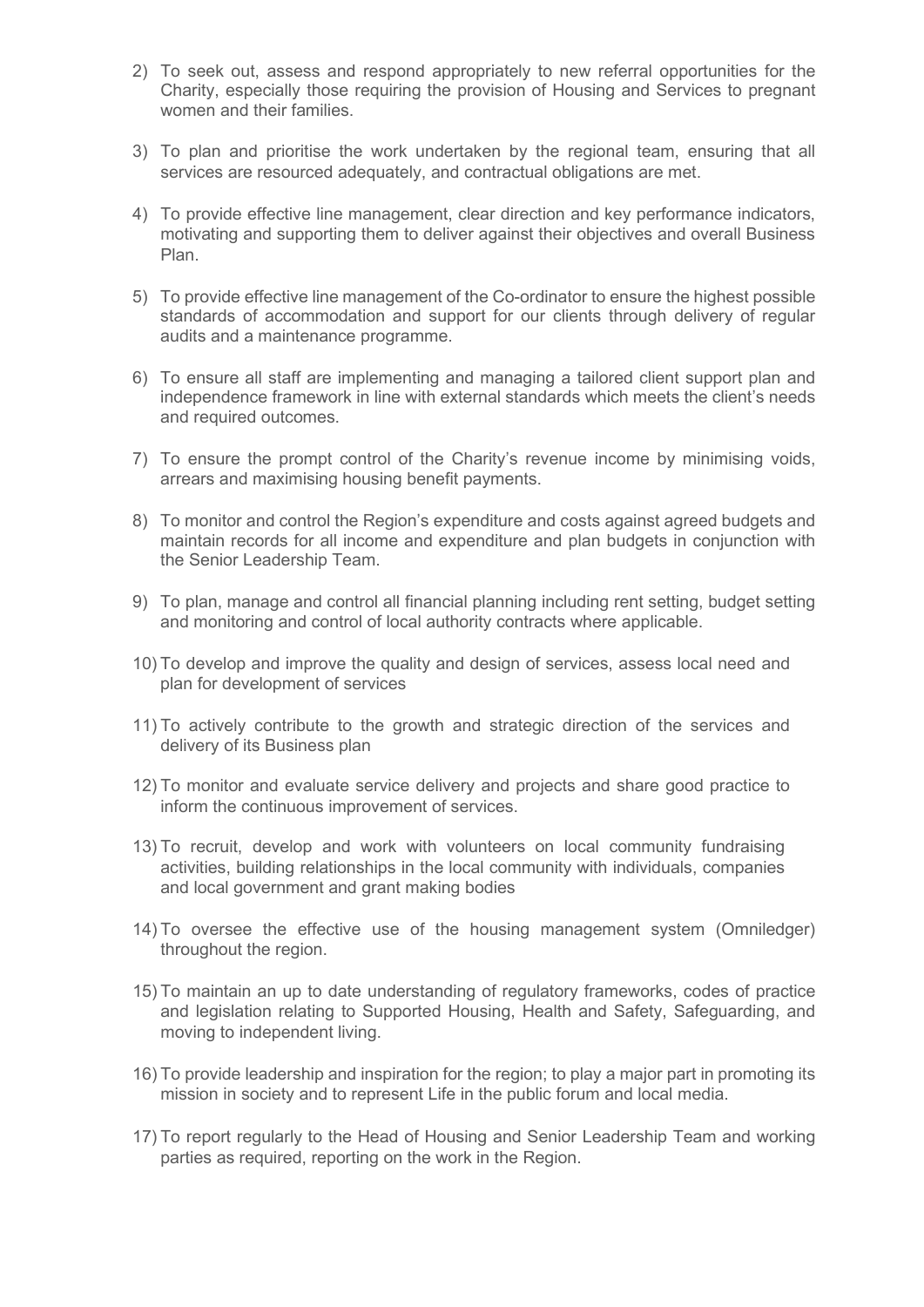2) To seek out, assess and respond appropriately to new referral opportunities for the Charity, especially those requiring the provision of Housing and Services to pregnant women and their families.

3) To plan and prioritise the work undertaken by the regional team, ensuring that all services are resourced adequately, and contractual obligations are met.

4) To provide effective line management, clear direction and key performance indicators, motivating and supporting them to deliver against their objectives and overall Business Plan.

5) To provide effective line management of the Co-ordinator to ensure the highest possible standards of accommodation and support for our clients through delivery of regular audits and a maintenance programme.

6) To ensure all staff are implementing and managing a tailored client support plan and independence framework in line with external standards which meets the client's needs and required outcomes.

7) To ensure the prompt control of the Charity's revenue income by minimising voids, arrears and maximising housing benefit payments.

8) To monitor and control the Region's expenditure and costs against agreed budgets and maintain records for all income and expenditure and plan budgets in conjunction with the Senior Leadership Team.

9) To plan, manage and control all financial planning including rent setting, budget setting and monitoring and control of local authority contracts where applicable.

10) To develop and improve the quality and design of services, assess local need and plan for development of services

11) To actively contribute to the growth and strategic direction of the services and delivery of its Business plan

12) To monitor and evaluate service delivery and projects and share good practice to inform the continuous improvement of services.

13) To recruit, develop and work with volunteers on local community fundraising activities, building relationships in the local community with individuals, companies and local government and grant making bodies

14) To oversee the effective use of the housing management system (Omniledger) throughout the region.

15) To maintain an up to date understanding of regulatory frameworks, codes of practice and legislation relating to Supported Housing, Health and Safety, Safeguarding, and moving to independent living.

16) To provide leadership and inspiration for the region; to play a major part in promoting its mission in society and to represent Life in the public forum and local media.

17) To report regularly to the Head of Housing and Senior Leadership Team and working parties as required, reporting on the work in the Region.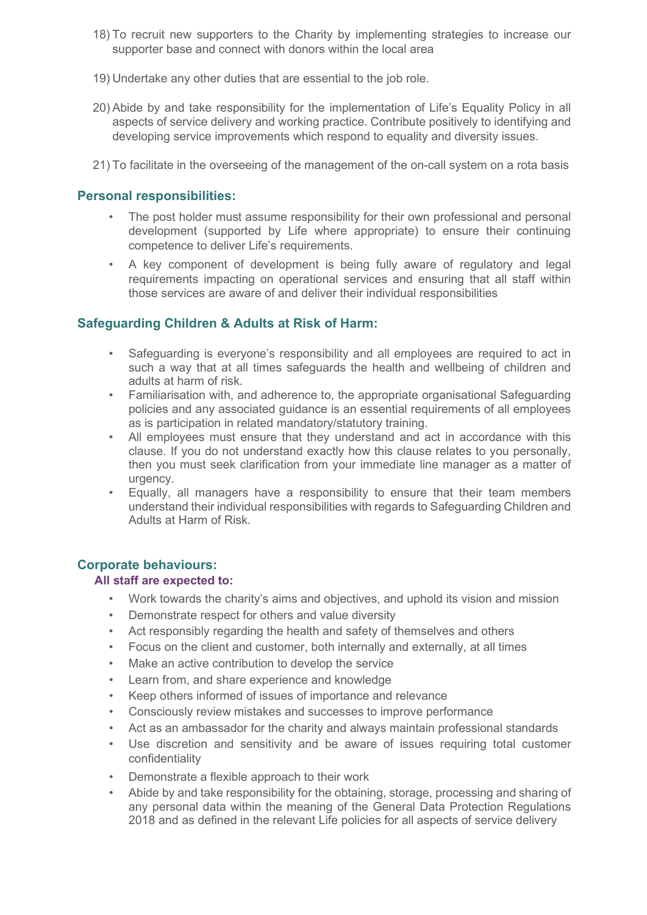18) To recruit new supporters to the Charity by implementing strategies to increase our supporter base and connect with donors within the local area

19) Undertake any other duties that are essential to the job role.

20) Abide by and take responsibility for the implementation of Life's Equality Policy in all aspects of service delivery and working practice. Contribute positively to identifying and developing service improvements which respond to equality and diversity issues.

21) To facilitate in the overseeing of the management of the on-call system on a rota basis

## Personal responsibilities:

- The post holder must assume responsibility for their own professional and personal development (supported by Life where appropriate) to ensure their continuing competence to deliver Life's requirements.
- A key component of development is being fully aware of regulatory and legal requirements impacting on operational services and ensuring that all staff within those services are aware of and deliver their individual responsibilities

## Safeguarding Children & Adults at Risk of Harm:

- Safeguarding is everyone's responsibility and all employees are required to act in such a way that at all times safeguards the health and wellbeing of children and adults at harm of risk.
- Familiarisation with, and adherence to, the appropriate organisational Safeguarding policies and any associated guidance is an essential requirements of all employees as is participation in related mandatory/statutory training.
- All employees must ensure that they understand and act in accordance with this clause. If you do not understand exactly how this clause relates to you personally, then you must seek clarification from your immediate line manager as a matter of urgency.
- Equally, all managers have a responsibility to ensure that their team members understand their individual responsibilities with regards to Safeguarding Children and Adults at Harm of Risk.

## Corporate behaviours:

**All staff are expected to:**

- Work towards the charity's aims and objectives, and uphold its vision and mission
- Demonstrate respect for others and value diversity
- Act responsibly regarding the health and safety of themselves and others
- Focus on the client and customer, both internally and externally, at all times
- Make an active contribution to develop the service
- Learn from, and share experience and knowledge
- Keep others informed of issues of importance and relevance
- Consciously review mistakes and successes to improve performance
- Act as an ambassador for the charity and always maintain professional standards
- Use discretion and sensitivity and be aware of issues requiring total customer confidentiality
- Demonstrate a flexible approach to their work
- Abide by and take responsibility for the obtaining, storage, processing and sharing of any personal data within the meaning of the General Data Protection Regulations 2018 and as defined in the relevant Life policies for all aspects of service delivery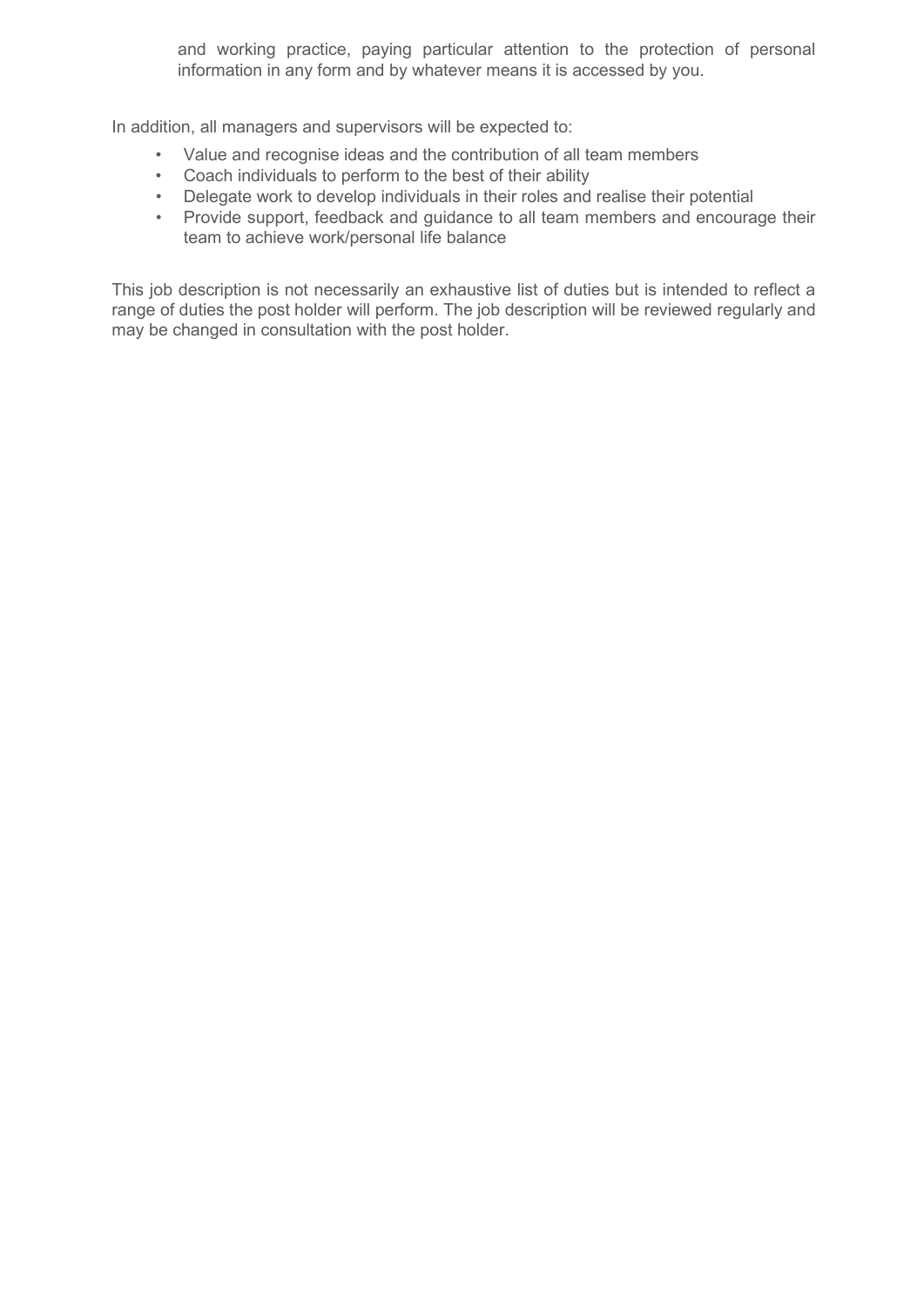and working practice, paying particular attention to the protection of personal information in any form and by whatever means it is accessed by you.

In addition, all managers and supervisors will be expected to:

- Value and recognise ideas and the contribution of all team members
- Coach individuals to perform to the best of their ability
- Delegate work to develop individuals in their roles and realise their potential
- Provide support, feedback and guidance to all team members and encourage their team to achieve work/personal life balance

This job description is not necessarily an exhaustive list of duties but is intended to reflect a range of duties the post holder will perform. The job description will be reviewed regularly and may be changed in consultation with the post holder.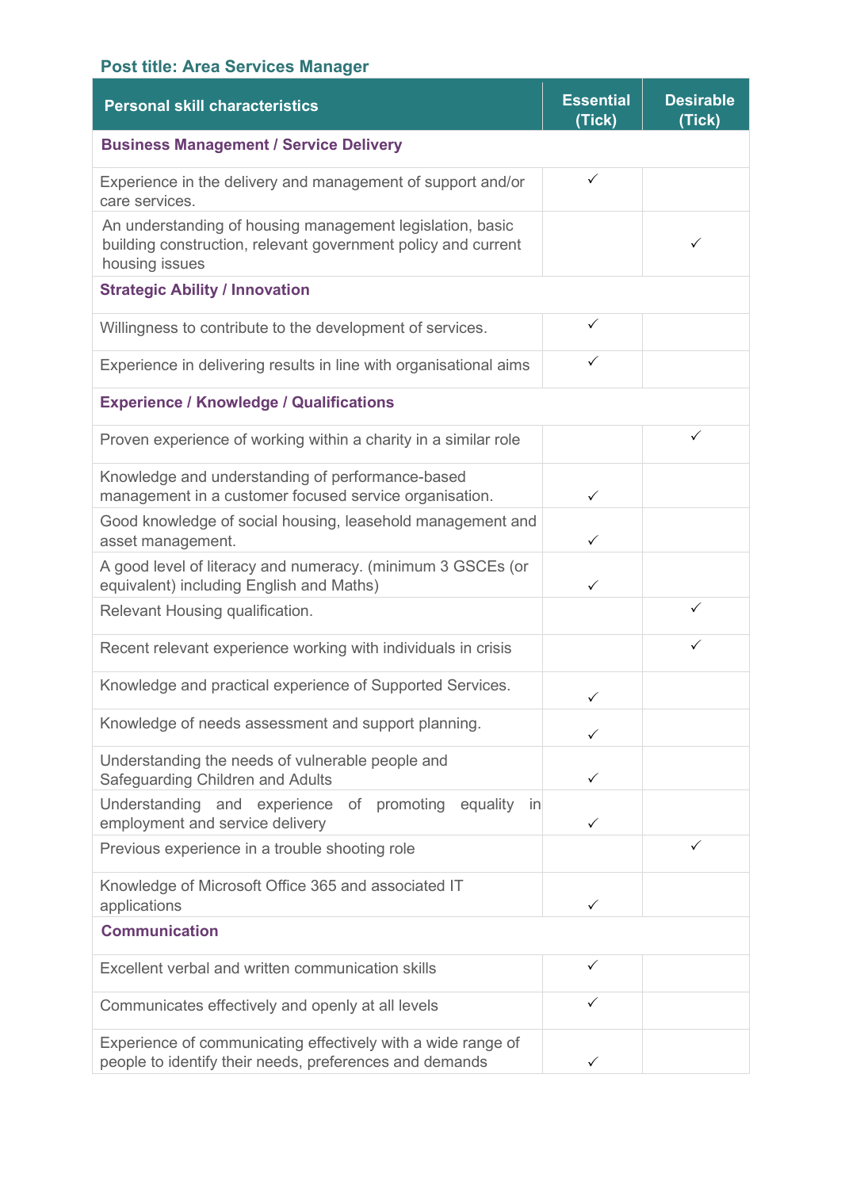**Post title: Area Services Manager**

| Personal skill characteristics | Essential (Tick) | Desirable (Tick) |
|---|---|---|
| **Business Management / Service Delivery** | | |
| Experience in the delivery and management of support and/or care services. | ✓ | |
| An understanding of housing management legislation, basic building construction, relevant government policy and current housing issues | | ✓ |
| **Strategic Ability / Innovation** | | |
| Willingness to contribute to the development of services. | ✓ | |
| Experience in delivering results in line with organisational aims | ✓ | |
| **Experience / Knowledge / Qualifications** | | |
| Proven experience of working within a charity in a similar role | | ✓ |
| Knowledge and understanding of performance-based management in a customer focused service organisation. | ✓ | |
| Good knowledge of social housing, leasehold management and asset management. | ✓ | |
| A good level of literacy and numeracy. (minimum 3 GSCEs (or equivalent) including English and Maths) | ✓ | |
| Relevant Housing qualification. | | ✓ |
| Recent relevant experience working with individuals in crisis | | ✓ |
| Knowledge and practical experience of Supported Services. | ✓ | |
| Knowledge of needs assessment and support planning. | ✓ | |
| Understanding the needs of vulnerable people and Safeguarding Children and Adults | ✓ | |
| Understanding and experience of promoting equality in employment and service delivery | ✓ | |
| Previous experience in a trouble shooting role | | ✓ |
| Knowledge of Microsoft Office 365 and associated IT applications | ✓ | |
| **Communication** | | |
| Excellent verbal and written communication skills | ✓ | |
| Communicates effectively and openly at all levels | ✓ | |
| Experience of communicating effectively with a wide range of people to identify their needs, preferences and demands | ✓ | |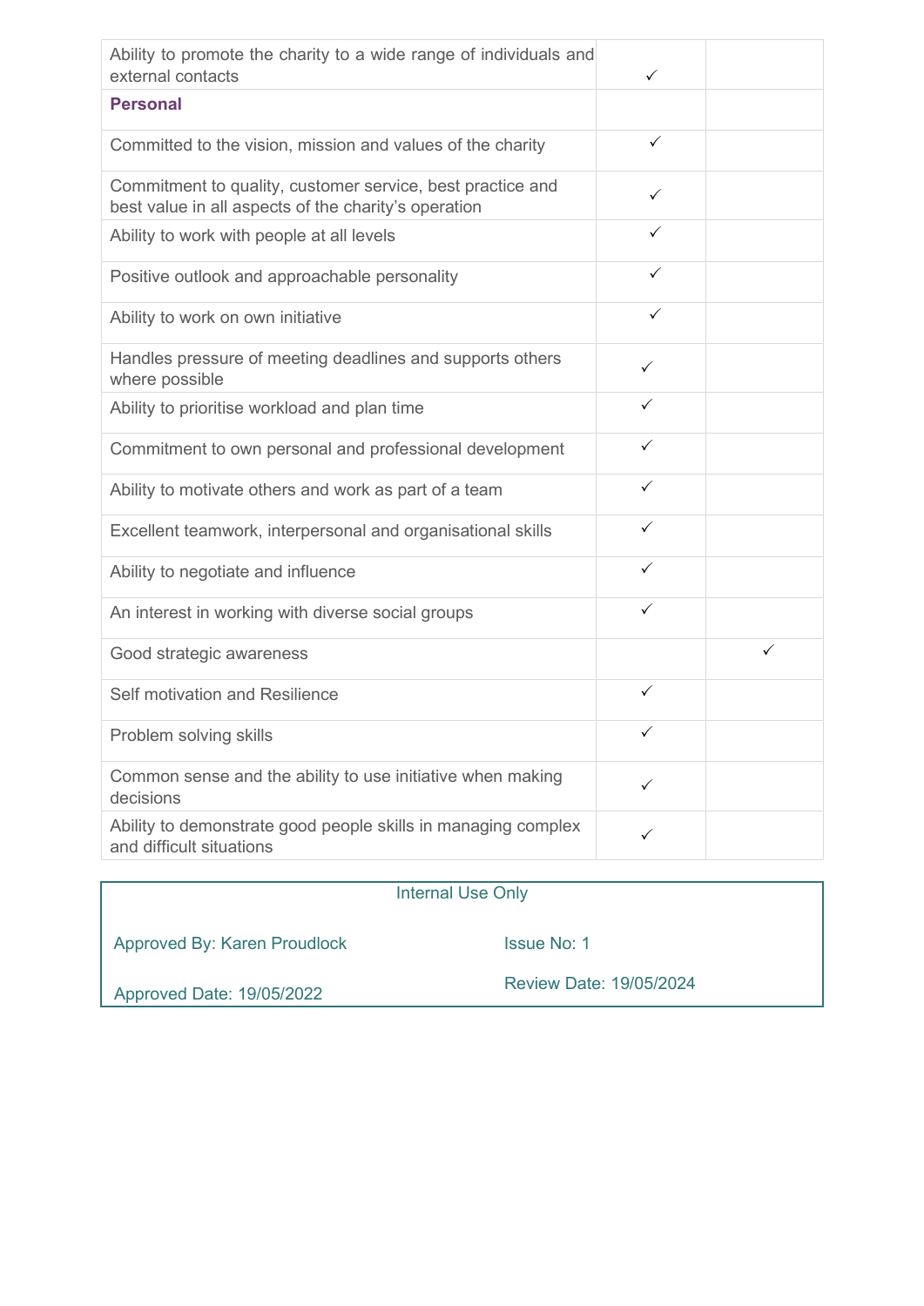| | | |
|---|---|---|
| Ability to promote the charity to a wide range of individuals and external contacts | ✓ | |
| **Personal** | | |
| Committed to the vision, mission and values of the charity | ✓ | |
| Commitment to quality, customer service, best practice and best value in all aspects of the charity's operation | ✓ | |
| Ability to work with people at all levels | ✓ | |
| Positive outlook and approachable personality | ✓ | |
| Ability to work on own initiative | ✓ | |
| Handles pressure of meeting deadlines and supports others where possible | ✓ | |
| Ability to prioritise workload and plan time | ✓ | |
| Commitment to own personal and professional development | ✓ | |
| Ability to motivate others and work as part of a team | ✓ | |
| Excellent teamwork, interpersonal and organisational skills | ✓ | |
| Ability to negotiate and influence | ✓ | |
| An interest in working with diverse social groups | ✓ | |
| Good strategic awareness | | ✓ |
| Self motivation and Resilience | ✓ | |
| Problem solving skills | ✓ | |
| Common sense and the ability to use initiative when making decisions | ✓ | |
| Ability to demonstrate good people skills in managing complex and difficult situations | ✓ | |

Internal Use Only

| | |
|---|---|
| Approved By: Karen Proudlock | Issue No: 1 |
| Approved Date: 19/05/2022 | Review Date: 19/05/2024 |